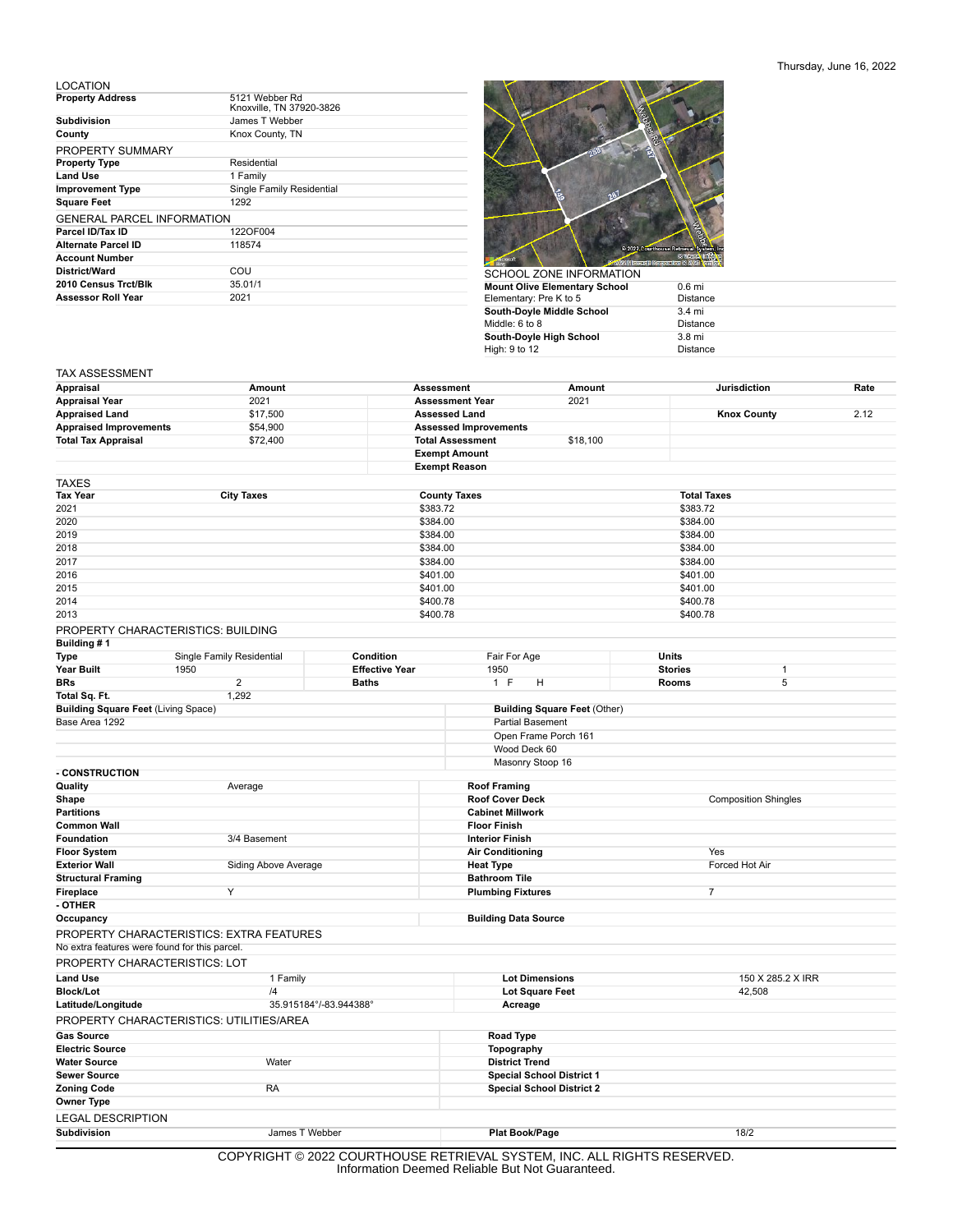Thursday, June 16, 2022

## LOCATION

| | |
|---|---|
| **Property Address** | 5121 Webber Rd<br>Knoxville, TN 37920-3826 |
| **Subdivision** | James T Webber |
| **County** | Knox County, TN |

## PROPERTY SUMMARY

| | |
|---|---|
| **Property Type** | Residential |
| **Land Use** | 1 Family |
| **Improvement Type** | Single Family Residential |
| **Square Feet** | 1292 |

## GENERAL PARCEL INFORMATION

| | |
|---|---|
| **Parcel ID/Tax ID** | 122OF004 |
| **Alternate Parcel ID** | 118574 |
| **Account Number** | |
| **District/Ward** | COU |
| **2010 Census Trct/Blk** | 35.01/1 |
| **Assessor Roll Year** | 2021 |

## SCHOOL ZONE INFORMATION

| | |
|---|---|
| **Mount Olive Elementary School**<br>Elementary: Pre K to 5 | 0.6 mi<br>Distance |
| **South-Doyle Middle School**<br>Middle: 6 to 8 | 3.4 mi<br>Distance |
| **South-Doyle High School**<br>High: 9 to 12 | 3.8 mi<br>Distance |

## TAX ASSESSMENT

| Appraisal | Amount | Assessment | Amount | Jurisdiction | Rate |
|---|---|---|---|---|---|
| **Appraisal Year** | 2021 | **Assessment Year** | 2021 | | |
| **Appraised Land** | $17,500 | **Assessed Land** | | **Knox County** | 2.12 |
| **Appraised Improvements** | $54,900 | **Assessed Improvements** | | | |
| **Total Tax Appraisal** | $72,400 | **Total Assessment** | $18,100 | | |
| | | **Exempt Amount** | | | |
| | | **Exempt Reason** | | | |

## TAXES

| Tax Year | City Taxes | County Taxes | Total Taxes |
|---|---|---|---|
| 2021 | | $383.72 | $383.72 |
| 2020 | | $384.00 | $384.00 |
| 2019 | | $384.00 | $384.00 |
| 2018 | | $384.00 | $384.00 |
| 2017 | | $384.00 | $384.00 |
| 2016 | | $401.00 | $401.00 |
| 2015 | | $401.00 | $401.00 |
| 2014 | | $400.78 | $400.78 |
| 2013 | | $400.78 | $400.78 |

## PROPERTY CHARACTERISTICS: BUILDING

**Building # 1**

| | | | | | |
|---|---|---|---|---|---|
| **Type** | Single Family Residential | **Condition** | Fair For Age | **Units** | |
| **Year Built** | 1950 | **Effective Year** | 1950 | **Stories** | 1 |
| **BRs** | 2 | **Baths** | 1 F H | **Rooms** | 5 |
| **Total Sq. Ft.** | 1,292 | | | | |

| **Building Square Feet** (Living Space) | **Building Square Feet** (Other) |
|---|---|
| Base Area 1292 | Partial Basement |
| | Open Frame Porch 161 |
| | Wood Deck 60 |
| | Masonry Stoop 16 |

**- CONSTRUCTION**

| | | | |
|---|---|---|---|
| **Quality** | Average | **Roof Framing** | |
| **Shape** | | **Roof Cover Deck** | Composition Shingles |
| **Partitions** | | **Cabinet Millwork** | |
| **Common Wall** | | **Floor Finish** | |
| **Foundation** | 3/4 Basement | **Interior Finish** | |
| **Floor System** | | **Air Conditioning** | Yes |
| **Exterior Wall** | Siding Above Average | **Heat Type** | Forced Hot Air |
| **Structural Framing** | | **Bathroom Tile** | |
| **Fireplace** | Y | **Plumbing Fixtures** | 7 |

**- OTHER**

| | | | |
|---|---|---|---|
| **Occupancy** | | **Building Data Source** | |

## PROPERTY CHARACTERISTICS: EXTRA FEATURES

No extra features were found for this parcel.

## PROPERTY CHARACTERISTICS: LOT

| | | | |
|---|---|---|---|
| **Land Use** | 1 Family | **Lot Dimensions** | 150 X 285.2 X IRR |
| **Block/Lot** | /4 | **Lot Square Feet** | 42,508 |
| **Latitude/Longitude** | 35.915184°/-83.944388° | **Acreage** | |

## PROPERTY CHARACTERISTICS: UTILITIES/AREA

| | | | |
|---|---|---|---|
| **Gas Source** | | **Road Type** | |
| **Electric Source** | | **Topography** | |
| **Water Source** | Water | **District Trend** | |
| **Sewer Source** | | **Special School District 1** | |
| **Zoning Code** | RA | **Special School District 2** | |
| **Owner Type** | | | |

## LEGAL DESCRIPTION

| | | | |
|---|---|---|---|
| **Subdivision** | James T Webber | **Plat Book/Page** | 18/2 |

COPYRIGHT © 2022 COURTHOUSE RETRIEVAL SYSTEM, INC. ALL RIGHTS RESERVED.
Information Deemed Reliable But Not Guaranteed.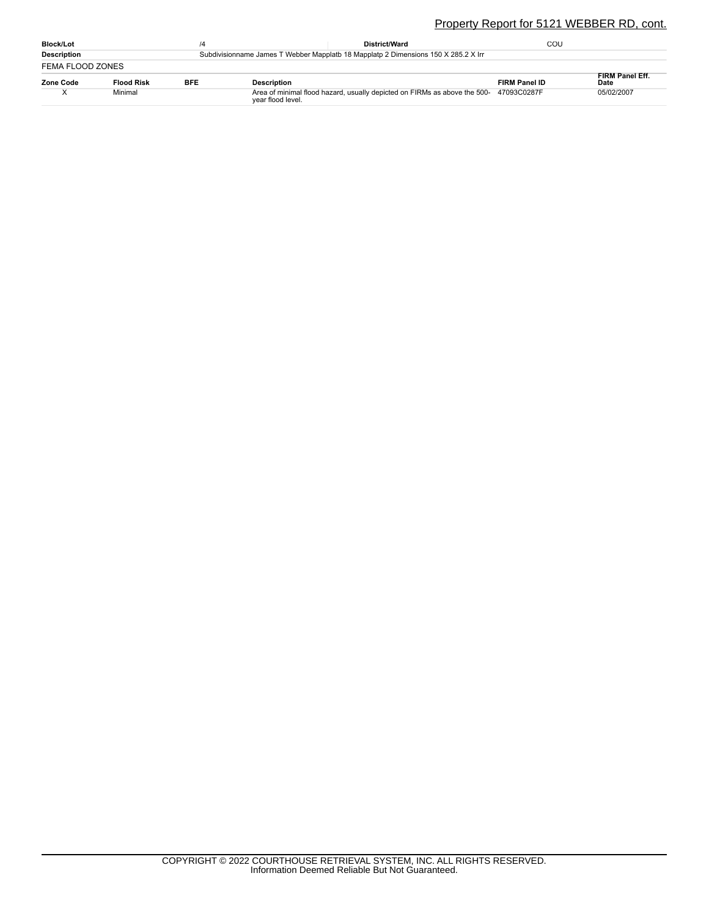| | | | |
|---|---|---|---|
| **Block/Lot** | /4 | **District/Ward** | COU |
| **Description** | Subdivisionname James T Webber Mapplatb 18 Mapplatp 2 Dimensions 150 X 285.2 X Irr | | |

FEMA FLOOD ZONES

| Zone Code | Flood Risk | BFE | Description | FIRM Panel ID | FIRM Panel Eff. Date |
|---|---|---|---|---|---|
| X | Minimal | | Area of minimal flood hazard, usually depicted on FIRMs as above the 500-year flood level. | 47093C0287F | 05/02/2007 |

COPYRIGHT © 2022 COURTHOUSE RETRIEVAL SYSTEM, INC. ALL RIGHTS RESERVED.
Information Deemed Reliable But Not Guaranteed.